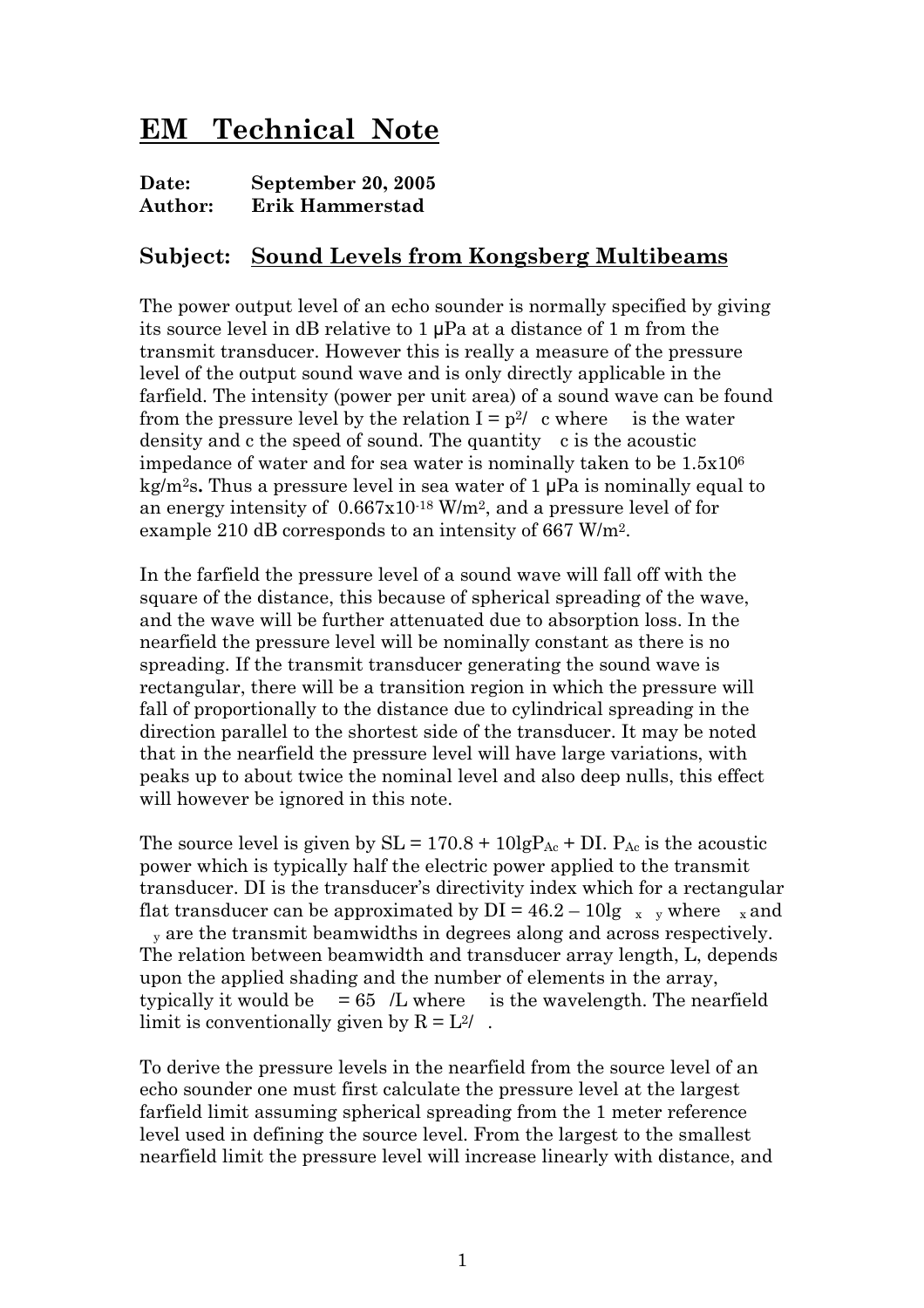# EM Technical Note

**Date:** September 20, 2005
**Author:** Erik Hammerstad

## Subject: Sound Levels from Kongsberg Multibeams

The power output level of an echo sounder is normally specified by giving its source level in dB relative to 1 μPa at a distance of 1 m from the transmit transducer. However this is really a measure of the pressure level of the output sound wave and is only directly applicable in the farfield. The intensity (power per unit area) of a sound wave can be found from the pressure level by the relation $I = p^2/\rho c$ where $\rho$ is the water density and c the speed of sound. The quantity $\rho c$ is the acoustic impedance of water and for sea water is nominally taken to be $1.5 \times 10^6$ kg/m$^2$s**.** Thus a pressure level in sea water of 1 μPa is nominally equal to an energy intensity of $0.667 \times 10^{-18}$ W/m$^2$, and a pressure level of for example 210 dB corresponds to an intensity of 667 W/m$^2$.

In the farfield the pressure level of a sound wave will fall off with the square of the distance, this because of spherical spreading of the wave, and the wave will be further attenuated due to absorption loss. In the nearfield the pressure level will be nominally constant as there is no spreading. If the transmit transducer generating the sound wave is rectangular, there will be a transition region in which the pressure will fall of proportionally to the distance due to cylindrical spreading in the direction parallel to the shortest side of the transducer. It may be noted that in the nearfield the pressure level will have large variations, with peaks up to about twice the nominal level and also deep nulls, this effect will however be ignored in this note.

The source level is given by $SL = 170.8 + 10\lg P_{Ac} + DI$. $P_{Ac}$ is the acoustic power which is typically half the electric power applied to the transmit transducer. DI is the transducer's directivity index which for a rectangular flat transducer can be approximated by $DI = 46.2 - 10\lg \theta_x \theta_y$ where $\theta_x$ and $\theta_y$ are the transmit beamwidths in degrees along and across respectively. The relation between beamwidth and transducer array length, L, depends upon the applied shading and the number of elements in the array, typically it would be $\theta = 65\lambda/L$ where $\lambda$ is the wavelength. The nearfield limit is conventionally given by $R = L^2/\lambda$.

To derive the pressure levels in the nearfield from the source level of an echo sounder one must first calculate the pressure level at the largest farfield limit assuming spherical spreading from the 1 meter reference level used in defining the source level. From the largest to the smallest nearfield limit the pressure level will increase linearly with distance, and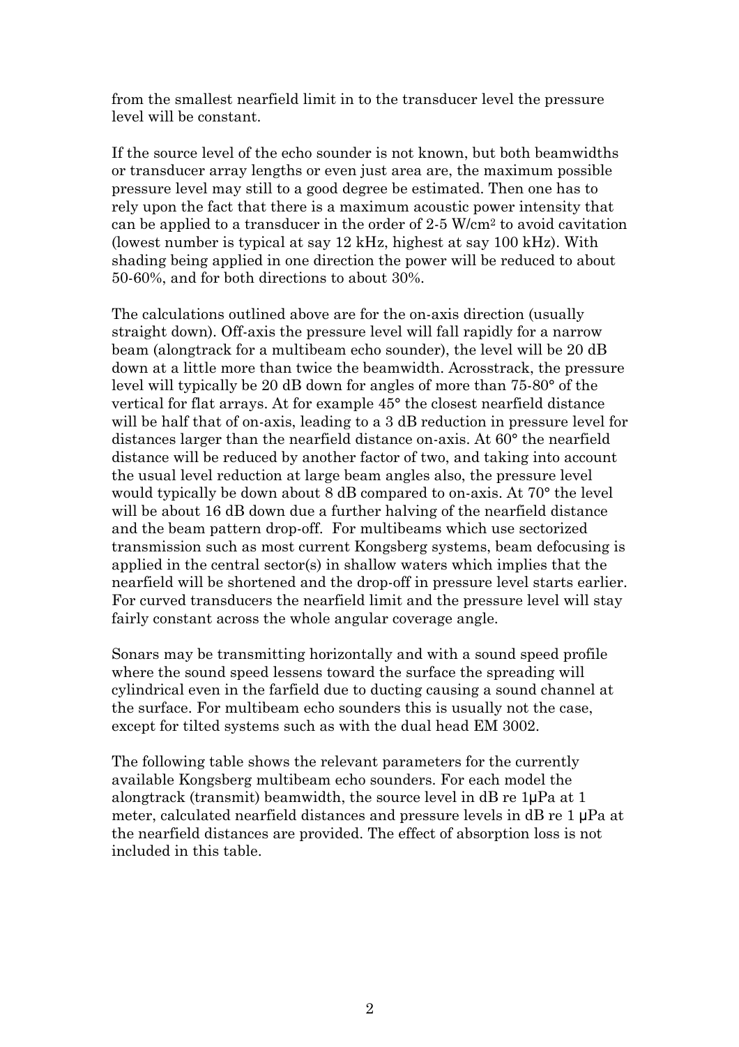from the smallest nearfield limit in to the transducer level the pressure level will be constant.

If the source level of the echo sounder is not known, but both beamwidths or transducer array lengths or even just area are, the maximum possible pressure level may still to a good degree be estimated. Then one has to rely upon the fact that there is a maximum acoustic power intensity that can be applied to a transducer in the order of 2-5 W/cm$^2$ to avoid cavitation (lowest number is typical at say 12 kHz, highest at say 100 kHz). With shading being applied in one direction the power will be reduced to about 50-60%, and for both directions to about 30%.

The calculations outlined above are for the on-axis direction (usually straight down). Off-axis the pressure level will fall rapidly for a narrow beam (alongtrack for a multibeam echo sounder), the level will be 20 dB down at a little more than twice the beamwidth. Acrosstrack, the pressure level will typically be 20 dB down for angles of more than 75-80° of the vertical for flat arrays. At for example 45° the closest nearfield distance will be half that of on-axis, leading to a 3 dB reduction in pressure level for distances larger than the nearfield distance on-axis. At 60° the nearfield distance will be reduced by another factor of two, and taking into account the usual level reduction at large beam angles also, the pressure level would typically be down about 8 dB compared to on-axis. At 70° the level will be about 16 dB down due a further halving of the nearfield distance and the beam pattern drop-off. For multibeams which use sectorized transmission such as most current Kongsberg systems, beam defocusing is applied in the central sector(s) in shallow waters which implies that the nearfield will be shortened and the drop-off in pressure level starts earlier. For curved transducers the nearfield limit and the pressure level will stay fairly constant across the whole angular coverage angle.

Sonars may be transmitting horizontally and with a sound speed profile where the sound speed lessens toward the surface the spreading will cylindrical even in the farfield due to ducting causing a sound channel at the surface. For multibeam echo sounders this is usually not the case, except for tilted systems such as with the dual head EM 3002.

The following table shows the relevant parameters for the currently available Kongsberg multibeam echo sounders. For each model the alongtrack (transmit) beamwidth, the source level in dB re 1μPa at 1 meter, calculated nearfield distances and pressure levels in dB re 1 μPa at the nearfield distances are provided. The effect of absorption loss is not included in this table.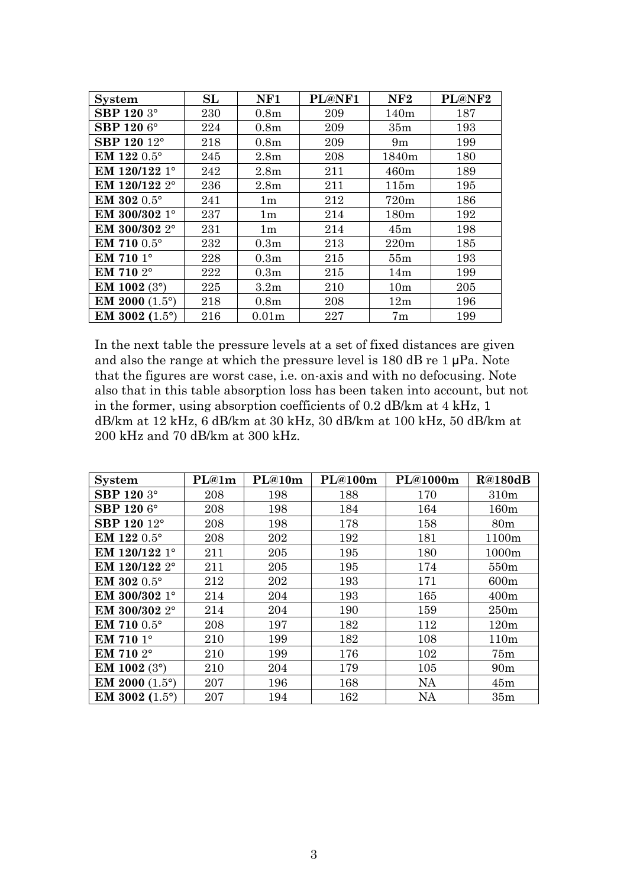| System | SL | NF1 | PL@NF1 | NF2 | PL@NF2 |
|---|---|---|---|---|---|
| **SBP 120** 3° | 230 | 0.8m | 209 | 140m | 187 |
| **SBP 120** 6° | 224 | 0.8m | 209 | 35m | 193 |
| **SBP 120** 12° | 218 | 0.8m | 209 | 9m | 199 |
| **EM 122** 0.5° | 245 | 2.8m | 208 | 1840m | 180 |
| **EM 120/122** 1° | 242 | 2.8m | 211 | 460m | 189 |
| **EM 120/122** 2° | 236 | 2.8m | 211 | 115m | 195 |
| **EM 302** 0.5° | 241 | 1m | 212 | 720m | 186 |
| **EM 300/302** 1° | 237 | 1m | 214 | 180m | 192 |
| **EM 300/302** 2° | 231 | 1m | 214 | 45m | 198 |
| **EM 710** 0.5° | 232 | 0.3m | 213 | 220m | 185 |
| **EM 710** 1° | 228 | 0.3m | 215 | 55m | 193 |
| **EM 710** 2° | 222 | 0.3m | 215 | 14m | 199 |
| **EM 1002** (3°) | 225 | 3.2m | 210 | 10m | 205 |
| **EM 2000** (1.5°) | 218 | 0.8m | 208 | 12m | 196 |
| **EM 3002 (**1.5°) | 216 | 0.01m | 227 | 7m | 199 |

In the next table the pressure levels at a set of fixed distances are given and also the range at which the pressure level is 180 dB re 1 μPa. Note that the figures are worst case, i.e. on-axis and with no defocusing. Note also that in this table absorption loss has been taken into account, but not in the former, using absorption coefficients of 0.2 dB/km at 4 kHz, 1 dB/km at 12 kHz, 6 dB/km at 30 kHz, 30 dB/km at 100 kHz, 50 dB/km at 200 kHz and 70 dB/km at 300 kHz.

| System | PL@1m | PL@10m | PL@100m | PL@1000m | R@180dB |
|---|---|---|---|---|---|
| **SBP 120** 3° | 208 | 198 | 188 | 170 | 310m |
| **SBP 120** 6° | 208 | 198 | 184 | 164 | 160m |
| **SBP 120** 12° | 208 | 198 | 178 | 158 | 80m |
| **EM 122** 0.5° | 208 | 202 | 192 | 181 | 1100m |
| **EM 120/122** 1° | 211 | 205 | 195 | 180 | 1000m |
| **EM 120/122** 2° | 211 | 205 | 195 | 174 | 550m |
| **EM 302** 0.5° | 212 | 202 | 193 | 171 | 600m |
| **EM 300/302** 1° | 214 | 204 | 193 | 165 | 400m |
| **EM 300/302** 2° | 214 | 204 | 190 | 159 | 250m |
| **EM 710** 0.5° | 208 | 197 | 182 | 112 | 120m |
| **EM 710** 1° | 210 | 199 | 182 | 108 | 110m |
| **EM 710** 2° | 210 | 199 | 176 | 102 | 75m |
| **EM 1002** (3°) | 210 | 204 | 179 | 105 | 90m |
| **EM 2000** (1.5°) | 207 | 196 | 168 | NA | 45m |
| **EM 3002 (**1.5°) | 207 | 194 | 162 | NA | 35m |